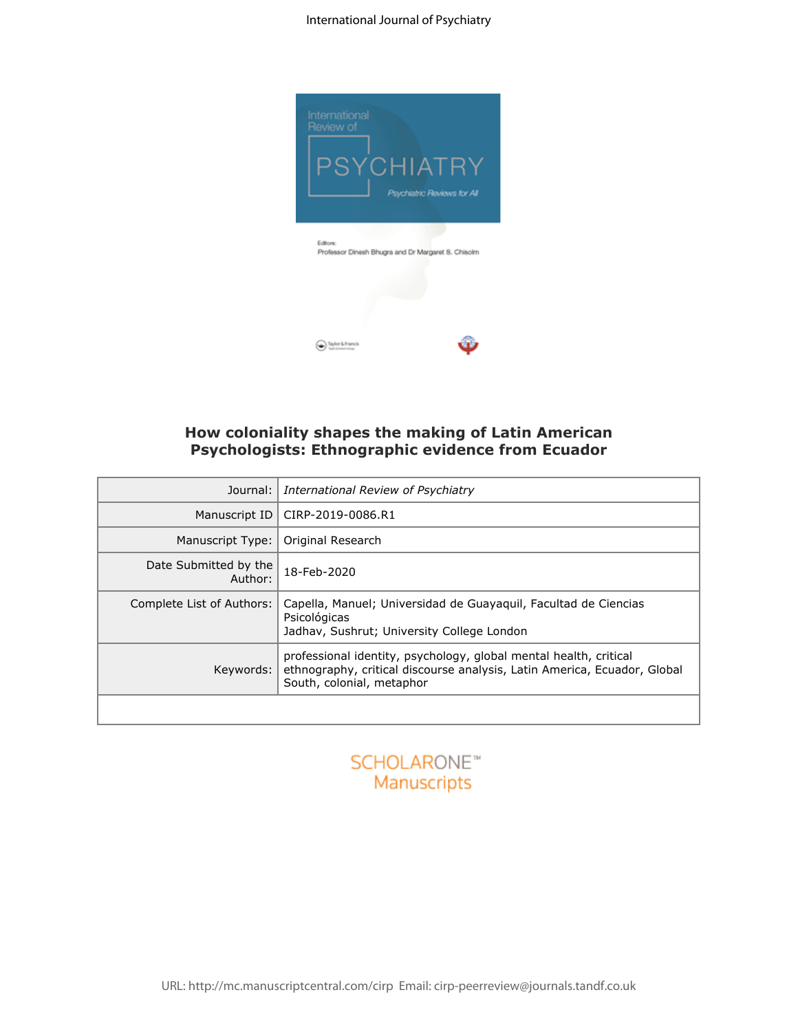# How coloniality shapes the making of Latin American Psychologists: Ethnographic evidence from Ecuador

| | |
|---|---|
| Journal: | *International Review of Psychiatry* |
| Manuscript ID | CIRP-2019-0086.R1 |
| Manuscript Type: | Original Research |
| Date Submitted by the Author: | 18-Feb-2020 |
| Complete List of Authors: | Capella, Manuel; Universidad de Guayaquil, Facultad de Ciencias Psicológicas<br>Jadhav, Sushrut; University College London |
| Keywords: | professional identity, psychology, global mental health, critical ethnography, critical discourse analysis, Latin America, Ecuador, Global South, colonial, metaphor |
| | |

URL: http://mc.manuscriptcentral.com/cirp Email: cirp-peerreview@journals.tandf.co.uk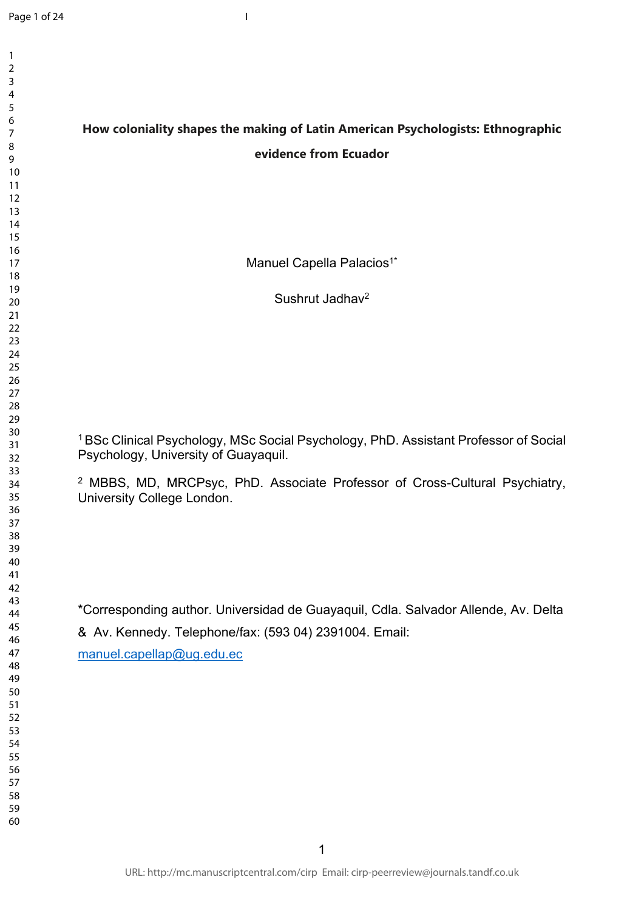# How coloniality shapes the making of Latin American Psychologists: Ethnographic evidence from Ecuador

Manuel Capella Palacios[1*]

Sushrut Jadhav[2]

[1] BSc Clinical Psychology, MSc Social Psychology, PhD. Assistant Professor of Social Psychology, University of Guayaquil.

[2] MBBS, MD, MRCPsyc, PhD. Associate Professor of Cross-Cultural Psychiatry, University College London.

*Corresponding author. Universidad de Guayaquil, Cdla. Salvador Allende, Av. Delta & Av. Kennedy. Telephone/fax: (593 04) 2391004. Email: manuel.capellap@ug.edu.ec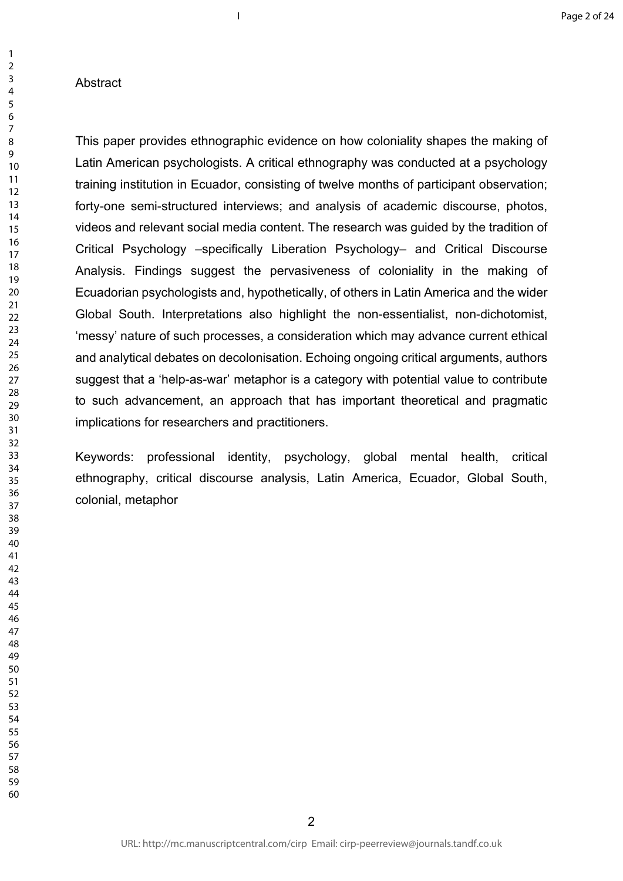Abstract

This paper provides ethnographic evidence on how coloniality shapes the making of Latin American psychologists. A critical ethnography was conducted at a psychology training institution in Ecuador, consisting of twelve months of participant observation; forty-one semi-structured interviews; and analysis of academic discourse, photos, videos and relevant social media content. The research was guided by the tradition of Critical Psychology –specifically Liberation Psychology– and Critical Discourse Analysis. Findings suggest the pervasiveness of coloniality in the making of Ecuadorian psychologists and, hypothetically, of others in Latin America and the wider Global South. Interpretations also highlight the non-essentialist, non-dichotomist, 'messy' nature of such processes, a consideration which may advance current ethical and analytical debates on decolonisation. Echoing ongoing critical arguments, authors suggest that a 'help-as-war' metaphor is a category with potential value to contribute to such advancement, an approach that has important theoretical and pragmatic implications for researchers and practitioners.

Keywords: professional identity, psychology, global mental health, critical ethnography, critical discourse analysis, Latin America, Ecuador, Global South, colonial, metaphor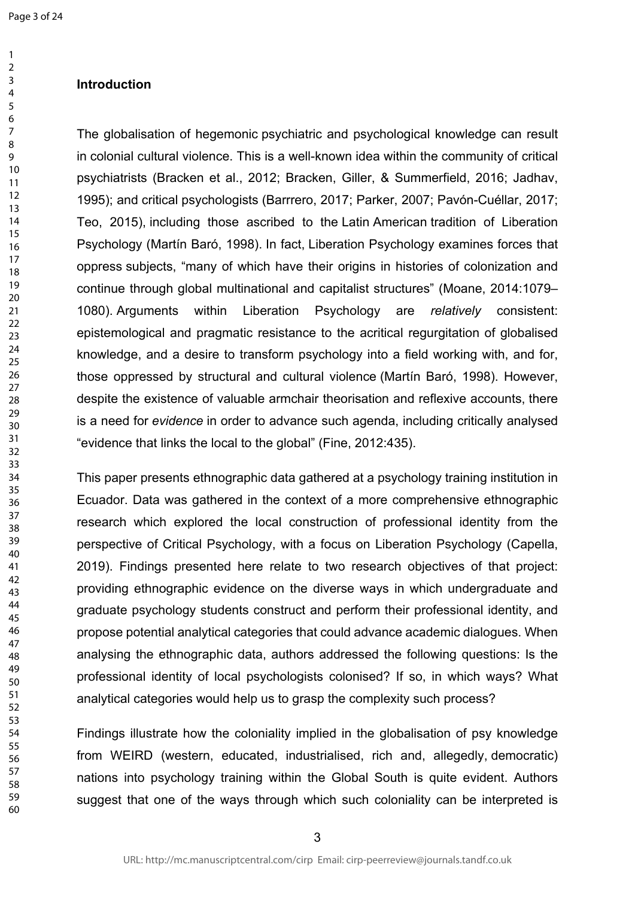## Introduction

The globalisation of hegemonic psychiatric and psychological knowledge can result in colonial cultural violence. This is a well-known idea within the community of critical psychiatrists (Bracken et al., 2012; Bracken, Giller, & Summerfield, 2016; Jadhav, 1995); and critical psychologists (Barrrero, 2017; Parker, 2007; Pavón-Cuéllar, 2017; Teo, 2015), including those ascribed to the Latin American tradition of Liberation Psychology (Martín Baró, 1998). In fact, Liberation Psychology examines forces that oppress subjects, "many of which have their origins in histories of colonization and continue through global multinational and capitalist structures" (Moane, 2014:1079–1080). Arguments within Liberation Psychology are *relatively* consistent: epistemological and pragmatic resistance to the acritical regurgitation of globalised knowledge, and a desire to transform psychology into a field working with, and for, those oppressed by structural and cultural violence (Martín Baró, 1998). However, despite the existence of valuable armchair theorisation and reflexive accounts, there is a need for *evidence* in order to advance such agenda, including critically analysed "evidence that links the local to the global" (Fine, 2012:435).

This paper presents ethnographic data gathered at a psychology training institution in Ecuador. Data was gathered in the context of a more comprehensive ethnographic research which explored the local construction of professional identity from the perspective of Critical Psychology, with a focus on Liberation Psychology (Capella, 2019). Findings presented here relate to two research objectives of that project: providing ethnographic evidence on the diverse ways in which undergraduate and graduate psychology students construct and perform their professional identity, and propose potential analytical categories that could advance academic dialogues. When analysing the ethnographic data, authors addressed the following questions: Is the professional identity of local psychologists colonised? If so, in which ways? What analytical categories would help us to grasp the complexity such process?

Findings illustrate how the coloniality implied in the globalisation of psy knowledge from WEIRD (western, educated, industrialised, rich and, allegedly, democratic) nations into psychology training within the Global South is quite evident. Authors suggest that one of the ways through which such coloniality can be interpreted is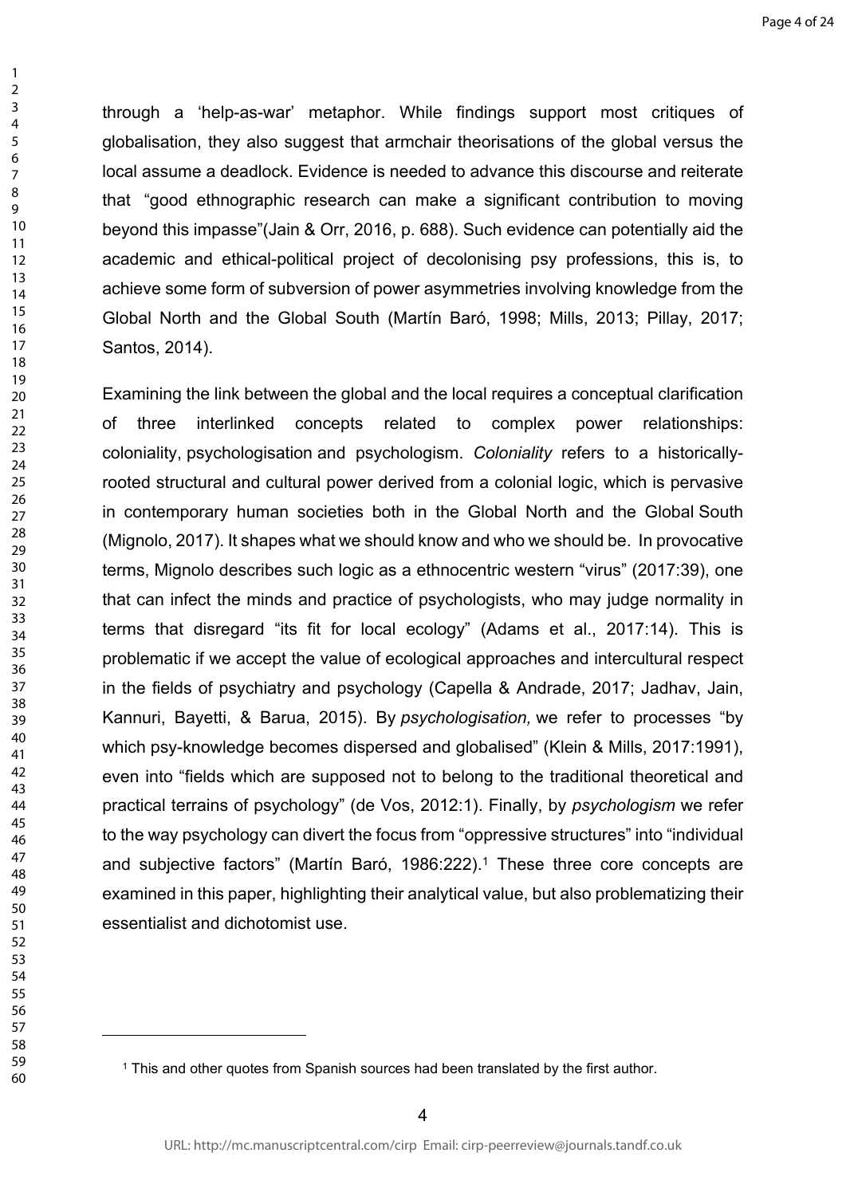through a 'help-as-war' metaphor. While findings support most critiques of globalisation, they also suggest that armchair theorisations of the global versus the local assume a deadlock. Evidence is needed to advance this discourse and reiterate that "good ethnographic research can make a significant contribution to moving beyond this impasse"(Jain & Orr, 2016, p. 688). Such evidence can potentially aid the academic and ethical-political project of decolonising psy professions, this is, to achieve some form of subversion of power asymmetries involving knowledge from the Global North and the Global South (Martín Baró, 1998; Mills, 2013; Pillay, 2017; Santos, 2014).

Examining the link between the global and the local requires a conceptual clarification of three interlinked concepts related to complex power relationships: coloniality, psychologisation and psychologism. *Coloniality* refers to a historically-rooted structural and cultural power derived from a colonial logic, which is pervasive in contemporary human societies both in the Global North and the Global South (Mignolo, 2017). It shapes what we should know and who we should be. In provocative terms, Mignolo describes such logic as a ethnocentric western "virus" (2017:39), one that can infect the minds and practice of psychologists, who may judge normality in terms that disregard "its fit for local ecology" (Adams et al., 2017:14). This is problematic if we accept the value of ecological approaches and intercultural respect in the fields of psychiatry and psychology (Capella & Andrade, 2017; Jadhav, Jain, Kannuri, Bayetti, & Barua, 2015). By *psychologisation,* we refer to processes "by which psy-knowledge becomes dispersed and globalised" (Klein & Mills, 2017:1991), even into "fields which are supposed not to belong to the traditional theoretical and practical terrains of psychology" (de Vos, 2012:1). Finally, by *psychologism* we refer to the way psychology can divert the focus from "oppressive structures" into "individual and subjective factors" (Martín Baró, 1986:222).[1] These three core concepts are examined in this paper, highlighting their analytical value, but also problematizing their essentialist and dichotomist use.

[1] This and other quotes from Spanish sources had been translated by the first author.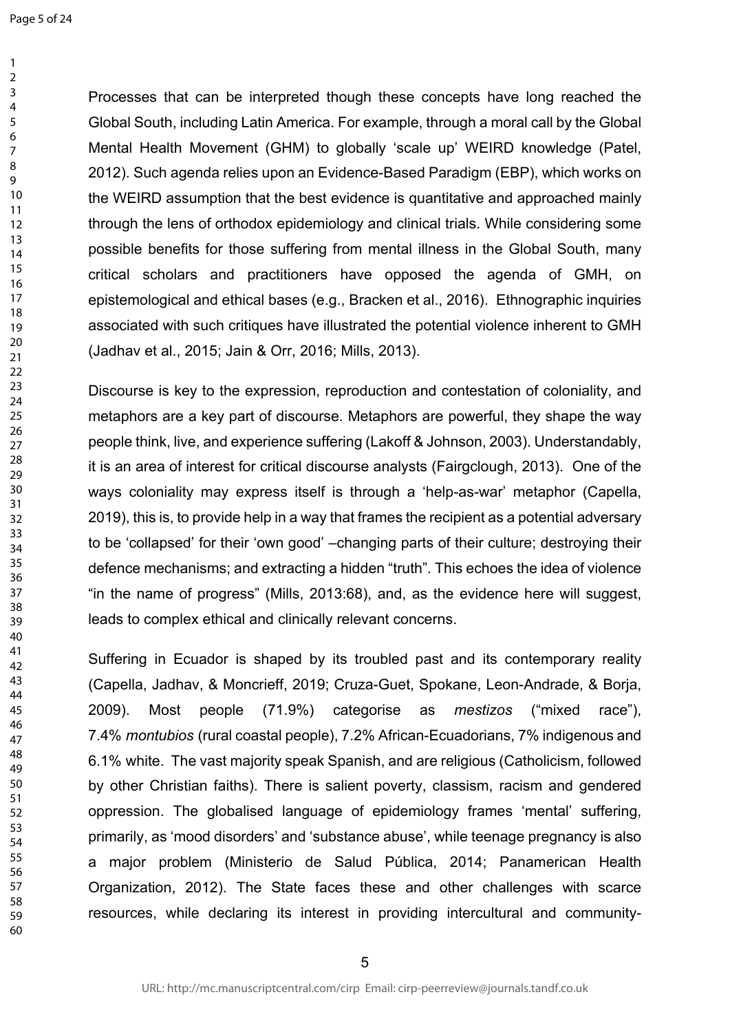Processes that can be interpreted though these concepts have long reached the Global South, including Latin America. For example, through a moral call by the Global Mental Health Movement (GHM) to globally 'scale up' WEIRD knowledge (Patel, 2012). Such agenda relies upon an Evidence-Based Paradigm (EBP), which works on the WEIRD assumption that the best evidence is quantitative and approached mainly through the lens of orthodox epidemiology and clinical trials. While considering some possible benefits for those suffering from mental illness in the Global South, many critical scholars and practitioners have opposed the agenda of GMH, on epistemological and ethical bases (e.g., Bracken et al., 2016). Ethnographic inquiries associated with such critiques have illustrated the potential violence inherent to GMH (Jadhav et al., 2015; Jain & Orr, 2016; Mills, 2013).

Discourse is key to the expression, reproduction and contestation of coloniality, and metaphors are a key part of discourse. Metaphors are powerful, they shape the way people think, live, and experience suffering (Lakoff & Johnson, 2003). Understandably, it is an area of interest for critical discourse analysts (Fairgclough, 2013). One of the ways coloniality may express itself is through a 'help-as-war' metaphor (Capella, 2019), this is, to provide help in a way that frames the recipient as a potential adversary to be 'collapsed' for their 'own good' –changing parts of their culture; destroying their defence mechanisms; and extracting a hidden "truth". This echoes the idea of violence "in the name of progress" (Mills, 2013:68), and, as the evidence here will suggest, leads to complex ethical and clinically relevant concerns.

Suffering in Ecuador is shaped by its troubled past and its contemporary reality (Capella, Jadhav, & Moncrieff, 2019; Cruza-Guet, Spokane, Leon-Andrade, & Borja, 2009). Most people (71.9%) categorise as *mestizos* ("mixed race"), 7.4% *montubios* (rural coastal people), 7.2% African-Ecuadorians, 7% indigenous and 6.1% white. The vast majority speak Spanish, and are religious (Catholicism, followed by other Christian faiths). There is salient poverty, classism, racism and gendered oppression. The globalised language of epidemiology frames 'mental' suffering, primarily, as 'mood disorders' and 'substance abuse', while teenage pregnancy is also a major problem (Ministerio de Salud Pública, 2014; Panamerican Health Organization, 2012). The State faces these and other challenges with scarce resources, while declaring its interest in providing intercultural and community-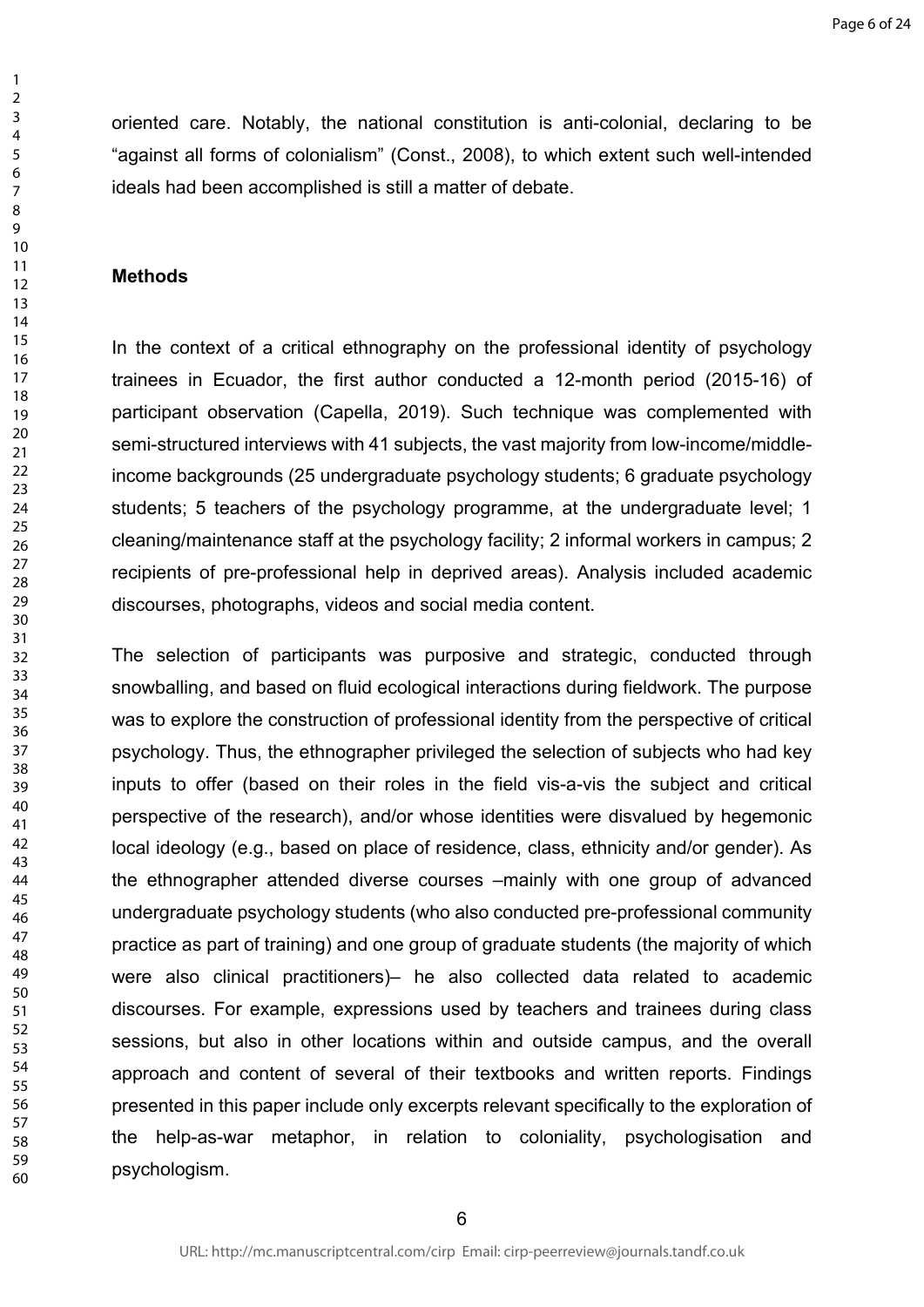oriented care. Notably, the national constitution is anti-colonial, declaring to be "against all forms of colonialism" (Const., 2008), to which extent such well-intended ideals had been accomplished is still a matter of debate.

## Methods

In the context of a critical ethnography on the professional identity of psychology trainees in Ecuador, the first author conducted a 12-month period (2015-16) of participant observation (Capella, 2019). Such technique was complemented with semi-structured interviews with 41 subjects, the vast majority from low-income/middle-income backgrounds (25 undergraduate psychology students; 6 graduate psychology students; 5 teachers of the psychology programme, at the undergraduate level; 1 cleaning/maintenance staff at the psychology facility; 2 informal workers in campus; 2 recipients of pre-professional help in deprived areas). Analysis included academic discourses, photographs, videos and social media content.

The selection of participants was purposive and strategic, conducted through snowballing, and based on fluid ecological interactions during fieldwork. The purpose was to explore the construction of professional identity from the perspective of critical psychology. Thus, the ethnographer privileged the selection of subjects who had key inputs to offer (based on their roles in the field vis-a-vis the subject and critical perspective of the research), and/or whose identities were disvalued by hegemonic local ideology (e.g., based on place of residence, class, ethnicity and/or gender). As the ethnographer attended diverse courses –mainly with one group of advanced undergraduate psychology students (who also conducted pre-professional community practice as part of training) and one group of graduate students (the majority of which were also clinical practitioners)– he also collected data related to academic discourses. For example, expressions used by teachers and trainees during class sessions, but also in other locations within and outside campus, and the overall approach and content of several of their textbooks and written reports. Findings presented in this paper include only excerpts relevant specifically to the exploration of the help-as-war metaphor, in relation to coloniality, psychologisation and psychologism.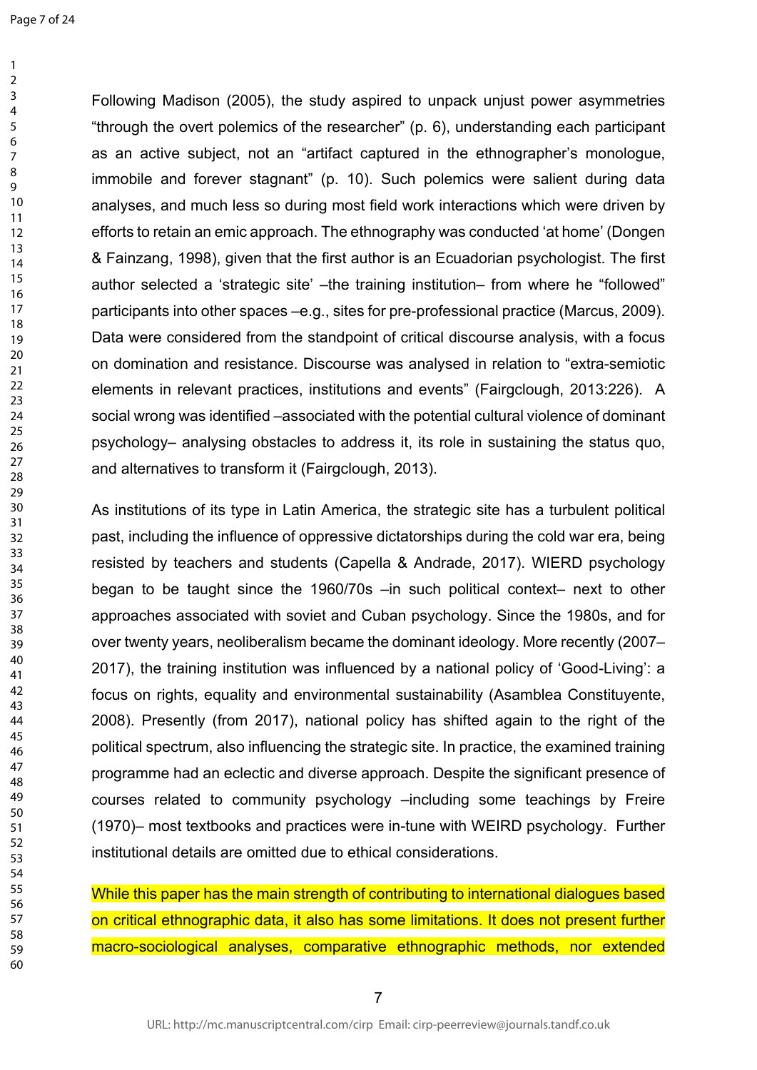Following Madison (2005), the study aspired to unpack unjust power asymmetries "through the overt polemics of the researcher" (p. 6), understanding each participant as an active subject, not an "artifact captured in the ethnographer's monologue, immobile and forever stagnant" (p. 10). Such polemics were salient during data analyses, and much less so during most field work interactions which were driven by efforts to retain an emic approach. The ethnography was conducted 'at home' (Dongen & Fainzang, 1998), given that the first author is an Ecuadorian psychologist. The first author selected a 'strategic site' –the training institution– from where he "followed" participants into other spaces –e.g., sites for pre-professional practice (Marcus, 2009). Data were considered from the standpoint of critical discourse analysis, with a focus on domination and resistance. Discourse was analysed in relation to "extra-semiotic elements in relevant practices, institutions and events" (Fairgclough, 2013:226). A social wrong was identified –associated with the potential cultural violence of dominant psychology– analysing obstacles to address it, its role in sustaining the status quo, and alternatives to transform it (Fairgclough, 2013).

As institutions of its type in Latin America, the strategic site has a turbulent political past, including the influence of oppressive dictatorships during the cold war era, being resisted by teachers and students (Capella & Andrade, 2017). WIERD psychology began to be taught since the 1960/70s –in such political context– next to other approaches associated with soviet and Cuban psychology. Since the 1980s, and for over twenty years, neoliberalism became the dominant ideology. More recently (2007–2017), the training institution was influenced by a national policy of 'Good-Living': a focus on rights, equality and environmental sustainability (Asamblea Constituyente, 2008). Presently (from 2017), national policy has shifted again to the right of the political spectrum, also influencing the strategic site. In practice, the examined training programme had an eclectic and diverse approach. Despite the significant presence of courses related to community psychology –including some teachings by Freire (1970)– most textbooks and practices were in-tune with WEIRD psychology. Further institutional details are omitted due to ethical considerations.

While this paper has the main strength of contributing to international dialogues based on critical ethnographic data, it also has some limitations. It does not present further macro-sociological analyses, comparative ethnographic methods, nor extended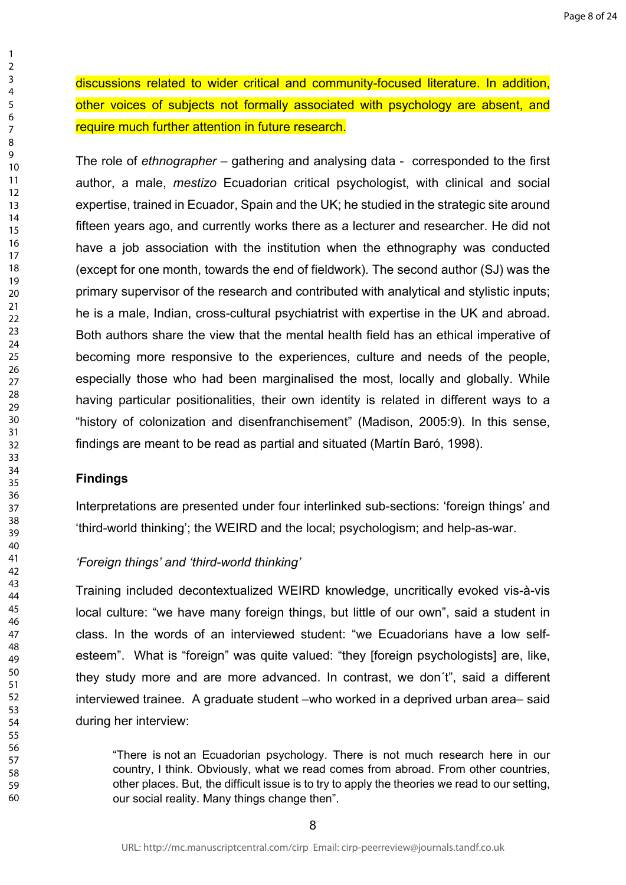discussions related to wider critical and community-focused literature. In addition, other voices of subjects not formally associated with psychology are absent, and require much further attention in future research.

The role of *ethnographer* – gathering and analysing data - corresponded to the first author, a male, *mestizo* Ecuadorian critical psychologist, with clinical and social expertise, trained in Ecuador, Spain and the UK; he studied in the strategic site around fifteen years ago, and currently works there as a lecturer and researcher. He did not have a job association with the institution when the ethnography was conducted (except for one month, towards the end of fieldwork). The second author (SJ) was the primary supervisor of the research and contributed with analytical and stylistic inputs; he is a male, Indian, cross-cultural psychiatrist with expertise in the UK and abroad. Both authors share the view that the mental health field has an ethical imperative of becoming more responsive to the experiences, culture and needs of the people, especially those who had been marginalised the most, locally and globally. While having particular positionalities, their own identity is related in different ways to a "history of colonization and disenfranchisement" (Madison, 2005:9). In this sense, findings are meant to be read as partial and situated (Martín Baró, 1998).

**Findings**

Interpretations are presented under four interlinked sub-sections: 'foreign things' and 'third-world thinking'; the WEIRD and the local; psychologism; and help-as-war.

*'Foreign things' and 'third-world thinking'*

Training included decontextualized WEIRD knowledge, uncritically evoked vis-à-vis local culture: "we have many foreign things, but little of our own", said a student in class. In the words of an interviewed student: "we Ecuadorians have a low self-esteem". What is "foreign" was quite valued: "they [foreign psychologists] are, like, they study more and are more advanced. In contrast, we don´t", said a different interviewed trainee. A graduate student –who worked in a deprived urban area– said during her interview:

> "There is not an Ecuadorian psychology. There is not much research here in our country, I think. Obviously, what we read comes from abroad. From other countries, other places. But, the difficult issue is to try to apply the theories we read to our setting, our social reality. Many things change then".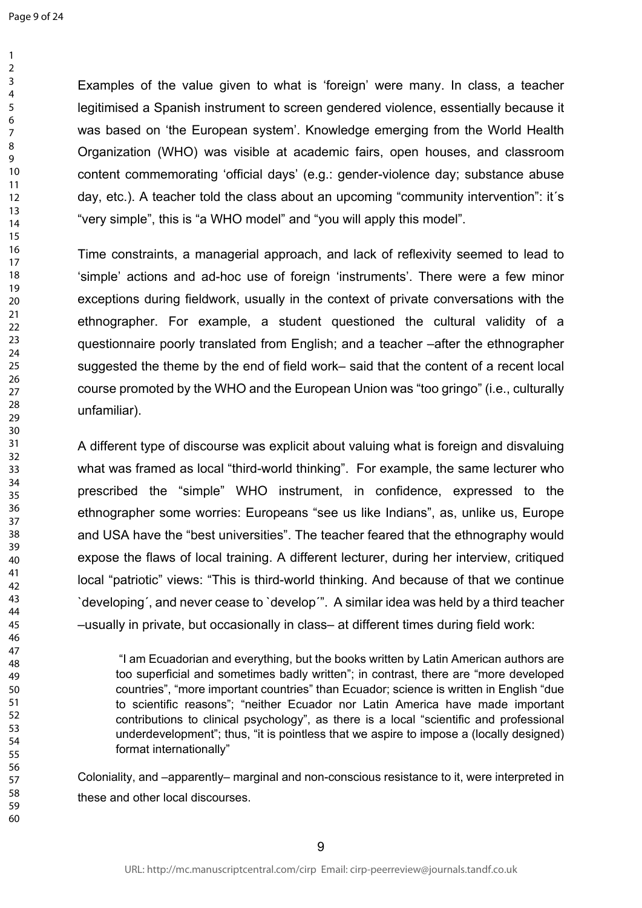Examples of the value given to what is 'foreign' were many. In class, a teacher legitimised a Spanish instrument to screen gendered violence, essentially because it was based on 'the European system'. Knowledge emerging from the World Health Organization (WHO) was visible at academic fairs, open houses, and classroom content commemorating 'official days' (e.g.: gender-violence day; substance abuse day, etc.). A teacher told the class about an upcoming "community intervention": it´s "very simple", this is "a WHO model" and "you will apply this model".

Time constraints, a managerial approach, and lack of reflexivity seemed to lead to 'simple' actions and ad-hoc use of foreign 'instruments'. There were a few minor exceptions during fieldwork, usually in the context of private conversations with the ethnographer. For example, a student questioned the cultural validity of a questionnaire poorly translated from English; and a teacher –after the ethnographer suggested the theme by the end of field work– said that the content of a recent local course promoted by the WHO and the European Union was "too gringo" (i.e., culturally unfamiliar).

A different type of discourse was explicit about valuing what is foreign and disvaluing what was framed as local "third-world thinking". For example, the same lecturer who prescribed the "simple" WHO instrument, in confidence, expressed to the ethnographer some worries: Europeans "see us like Indians", as, unlike us, Europe and USA have the "best universities". The teacher feared that the ethnography would expose the flaws of local training. A different lecturer, during her interview, critiqued local "patriotic" views: "This is third-world thinking. And because of that we continue `developing´, and never cease to `develop´". A similar idea was held by a third teacher –usually in private, but occasionally in class– at different times during field work:

> "I am Ecuadorian and everything, but the books written by Latin American authors are too superficial and sometimes badly written"; in contrast, there are "more developed countries", "more important countries" than Ecuador; science is written in English "due to scientific reasons"; "neither Ecuador nor Latin America have made important contributions to clinical psychology", as there is a local "scientific and professional underdevelopment"; thus, "it is pointless that we aspire to impose a (locally designed) format internationally"

Coloniality, and –apparently– marginal and non-conscious resistance to it, were interpreted in these and other local discourses.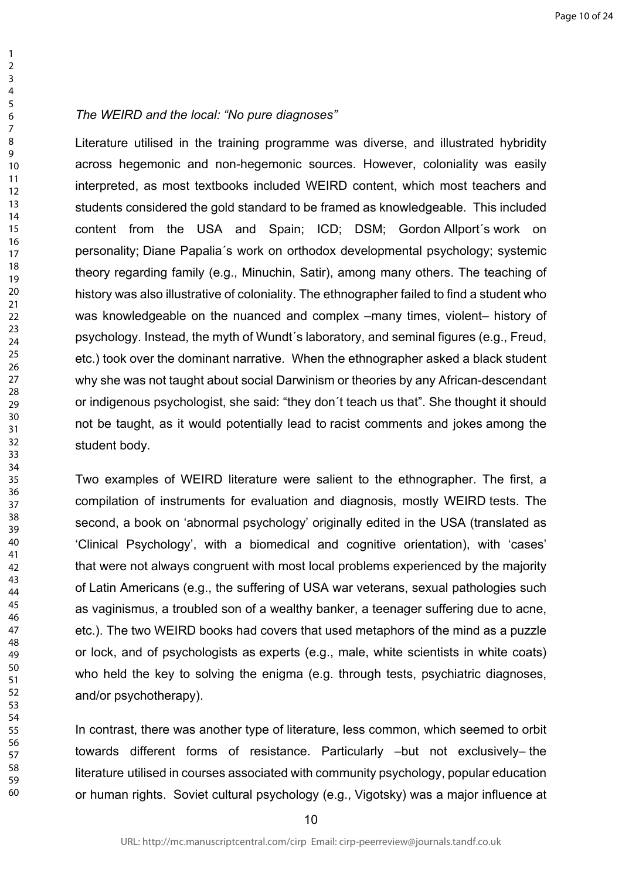*The WEIRD and the local: "No pure diagnoses"*

Literature utilised in the training programme was diverse, and illustrated hybridity across hegemonic and non-hegemonic sources. However, coloniality was easily interpreted, as most textbooks included WEIRD content, which most teachers and students considered the gold standard to be framed as knowledgeable. This included content from the USA and Spain; ICD; DSM; Gordon Allport´s work on personality; Diane Papalia´s work on orthodox developmental psychology; systemic theory regarding family (e.g., Minuchin, Satir), among many others. The teaching of history was also illustrative of coloniality. The ethnographer failed to find a student who was knowledgeable on the nuanced and complex –many times, violent– history of psychology. Instead, the myth of Wundt´s laboratory, and seminal figures (e.g., Freud, etc.) took over the dominant narrative. When the ethnographer asked a black student why she was not taught about social Darwinism or theories by any African-descendant or indigenous psychologist, she said: "they don´t teach us that". She thought it should not be taught, as it would potentially lead to racist comments and jokes among the student body.

Two examples of WEIRD literature were salient to the ethnographer. The first, a compilation of instruments for evaluation and diagnosis, mostly WEIRD tests. The second, a book on 'abnormal psychology' originally edited in the USA (translated as 'Clinical Psychology', with a biomedical and cognitive orientation), with 'cases' that were not always congruent with most local problems experienced by the majority of Latin Americans (e.g., the suffering of USA war veterans, sexual pathologies such as vaginismus, a troubled son of a wealthy banker, a teenager suffering due to acne, etc.). The two WEIRD books had covers that used metaphors of the mind as a puzzle or lock, and of psychologists as experts (e.g., male, white scientists in white coats) who held the key to solving the enigma (e.g. through tests, psychiatric diagnoses, and/or psychotherapy).

In contrast, there was another type of literature, less common, which seemed to orbit towards different forms of resistance. Particularly –but not exclusively– the literature utilised in courses associated with community psychology, popular education or human rights. Soviet cultural psychology (e.g., Vigotsky) was a major influence at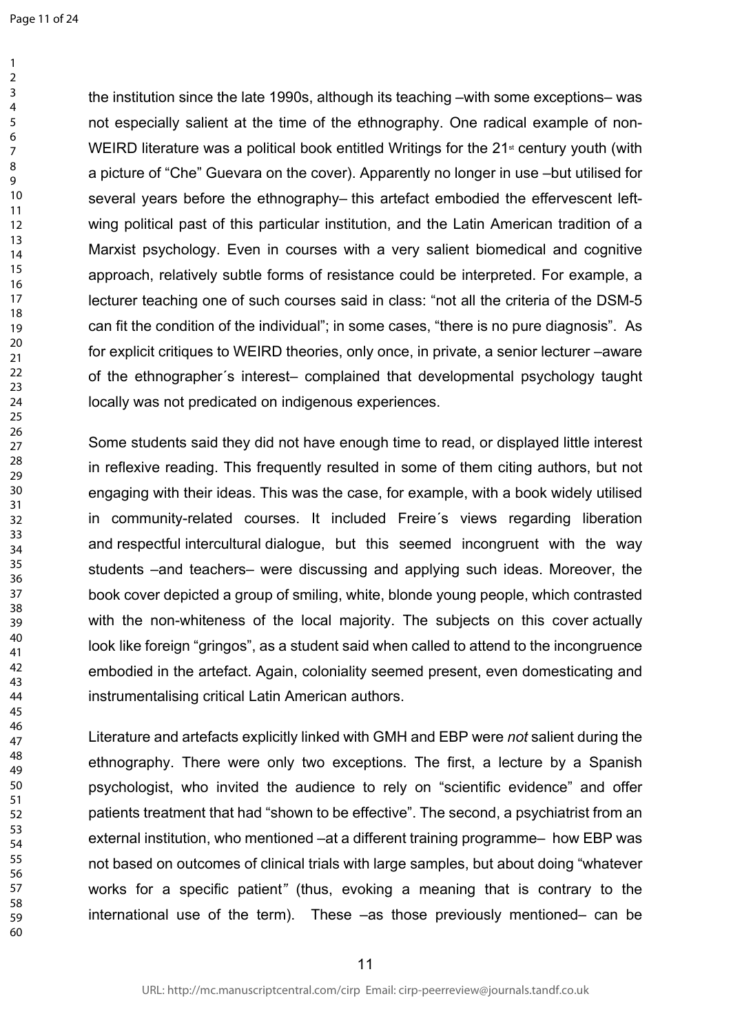the institution since the late 1990s, although its teaching –with some exceptions– was not especially salient at the time of the ethnography. One radical example of non-WEIRD literature was a political book entitled Writings for the 21st century youth (with a picture of "Che" Guevara on the cover). Apparently no longer in use –but utilised for several years before the ethnography– this artefact embodied the effervescent left-wing political past of this particular institution, and the Latin American tradition of a Marxist psychology. Even in courses with a very salient biomedical and cognitive approach, relatively subtle forms of resistance could be interpreted. For example, a lecturer teaching one of such courses said in class: "not all the criteria of the DSM-5 can fit the condition of the individual"; in some cases, "there is no pure diagnosis". As for explicit critiques to WEIRD theories, only once, in private, a senior lecturer –aware of the ethnographer´s interest– complained that developmental psychology taught locally was not predicated on indigenous experiences.

Some students said they did not have enough time to read, or displayed little interest in reflexive reading. This frequently resulted in some of them citing authors, but not engaging with their ideas. This was the case, for example, with a book widely utilised in community-related courses. It included Freire´s views regarding liberation and respectful intercultural dialogue, but this seemed incongruent with the way students –and teachers– were discussing and applying such ideas. Moreover, the book cover depicted a group of smiling, white, blonde young people, which contrasted with the non-whiteness of the local majority. The subjects on this cover actually look like foreign "gringos", as a student said when called to attend to the incongruence embodied in the artefact. Again, coloniality seemed present, even domesticating and instrumentalising critical Latin American authors.

Literature and artefacts explicitly linked with GMH and EBP were *not* salient during the ethnography. There were only two exceptions. The first, a lecture by a Spanish psychologist, who invited the audience to rely on "scientific evidence" and offer patients treatment that had "shown to be effective". The second, a psychiatrist from an external institution, who mentioned –at a different training programme– how EBP was not based on outcomes of clinical trials with large samples, but about doing "whatever works for a specific patient" (thus, evoking a meaning that is contrary to the international use of the term). These –as those previously mentioned– can be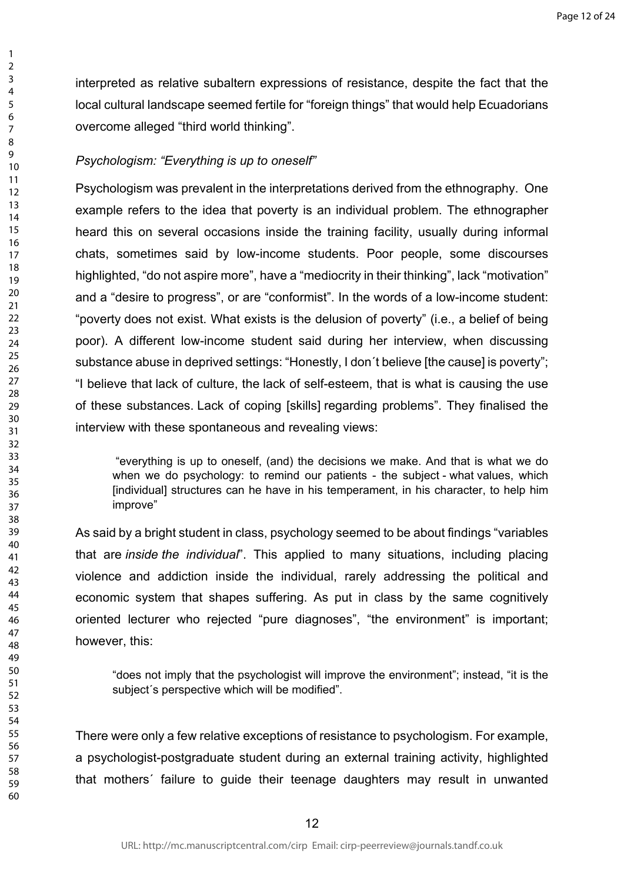interpreted as relative subaltern expressions of resistance, despite the fact that the local cultural landscape seemed fertile for “foreign things” that would help Ecuadorians overcome alleged “third world thinking”.

*Psychologism: “Everything is up to oneself”*

Psychologism was prevalent in the interpretations derived from the ethnography. One example refers to the idea that poverty is an individual problem. The ethnographer heard this on several occasions inside the training facility, usually during informal chats, sometimes said by low-income students. Poor people, some discourses highlighted, “do not aspire more”, have a “mediocrity in their thinking”, lack “motivation” and a “desire to progress”, or are “conformist”. In the words of a low-income student: “poverty does not exist. What exists is the delusion of poverty” (i.e., a belief of being poor). A different low-income student said during her interview, when discussing substance abuse in deprived settings: “Honestly, I don´t believe [the cause] is poverty”; “I believe that lack of culture, the lack of self-esteem, that is what is causing the use of these substances. Lack of coping [skills] regarding problems”. They finalised the interview with these spontaneous and revealing views:

> “everything is up to oneself, (and) the decisions we make. And that is what we do when we do psychology: to remind our patients - the subject - what values, which [individual] structures can he have in his temperament, in his character, to help him improve”

As said by a bright student in class, psychology seemed to be about findings “variables that are *inside the individual*”. This applied to many situations, including placing violence and addiction inside the individual, rarely addressing the political and economic system that shapes suffering. As put in class by the same cognitively oriented lecturer who rejected “pure diagnoses”, “the environment” is important; however, this:

> “does not imply that the psychologist will improve the environment”; instead, “it is the subject´s perspective which will be modified”.

There were only a few relative exceptions of resistance to psychologism. For example, a psychologist-postgraduate student during an external training activity, highlighted that mothers´ failure to guide their teenage daughters may result in unwanted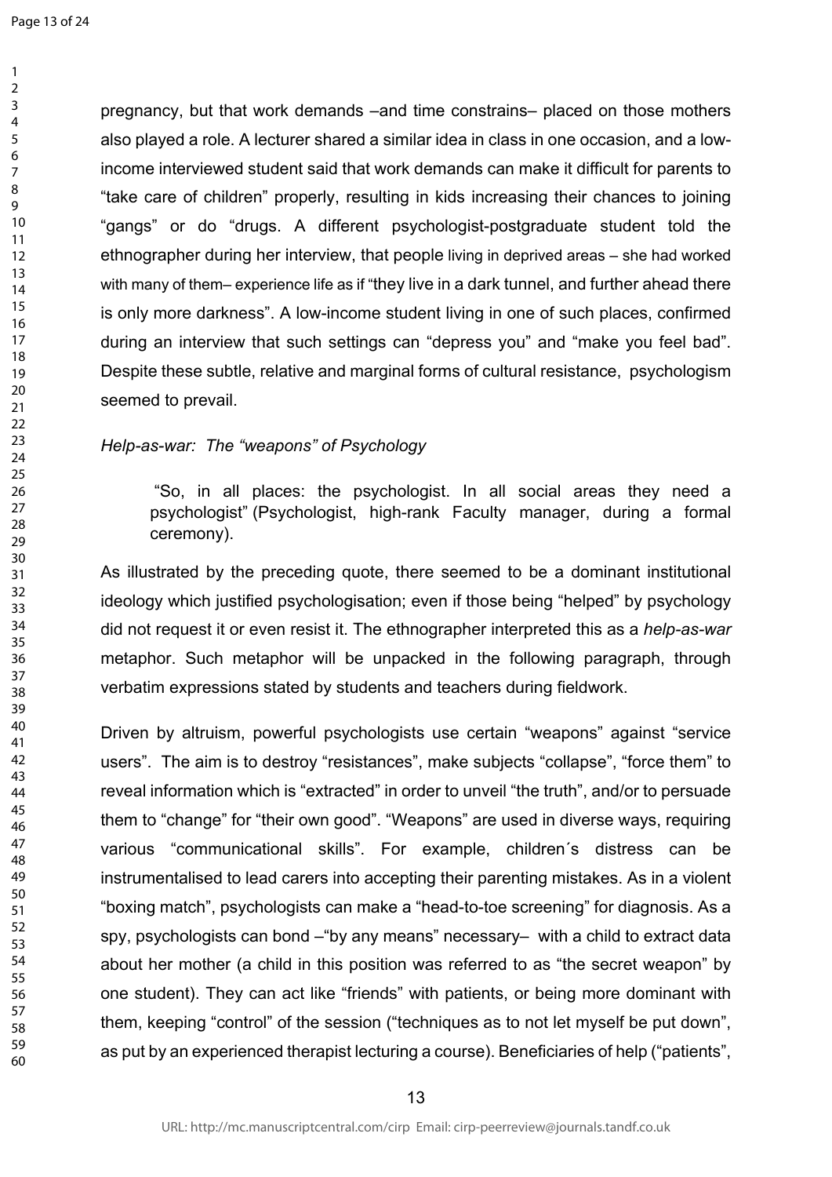pregnancy, but that work demands –and time constrains– placed on those mothers also played a role. A lecturer shared a similar idea in class in one occasion, and a low-income interviewed student said that work demands can make it difficult for parents to "take care of children" properly, resulting in kids increasing their chances to joining "gangs" or do "drugs. A different psychologist-postgraduate student told the ethnographer during her interview, that people living in deprived areas – she had worked with many of them– experience life as if "they live in a dark tunnel, and further ahead there is only more darkness". A low-income student living in one of such places, confirmed during an interview that such settings can "depress you" and "make you feel bad". Despite these subtle, relative and marginal forms of cultural resistance, psychologism seemed to prevail.

*Help-as-war: The "weapons" of Psychology*

> "So, in all places: the psychologist. In all social areas they need a psychologist" (Psychologist, high-rank Faculty manager, during a formal ceremony).

As illustrated by the preceding quote, there seemed to be a dominant institutional ideology which justified psychologisation; even if those being "helped" by psychology did not request it or even resist it. The ethnographer interpreted this as a *help-as-war* metaphor. Such metaphor will be unpacked in the following paragraph, through verbatim expressions stated by students and teachers during fieldwork.

Driven by altruism, powerful psychologists use certain "weapons" against "service users". The aim is to destroy "resistances", make subjects "collapse", "force them" to reveal information which is "extracted" in order to unveil "the truth", and/or to persuade them to "change" for "their own good". "Weapons" are used in diverse ways, requiring various "communicational skills". For example, children´s distress can be instrumentalised to lead carers into accepting their parenting mistakes. As in a violent "boxing match", psychologists can make a "head-to-toe screening" for diagnosis. As a spy, psychologists can bond –"by any means" necessary– with a child to extract data about her mother (a child in this position was referred to as "the secret weapon" by one student). They can act like "friends" with patients, or being more dominant with them, keeping "control" of the session ("techniques as to not let myself be put down", as put by an experienced therapist lecturing a course). Beneficiaries of help ("patients",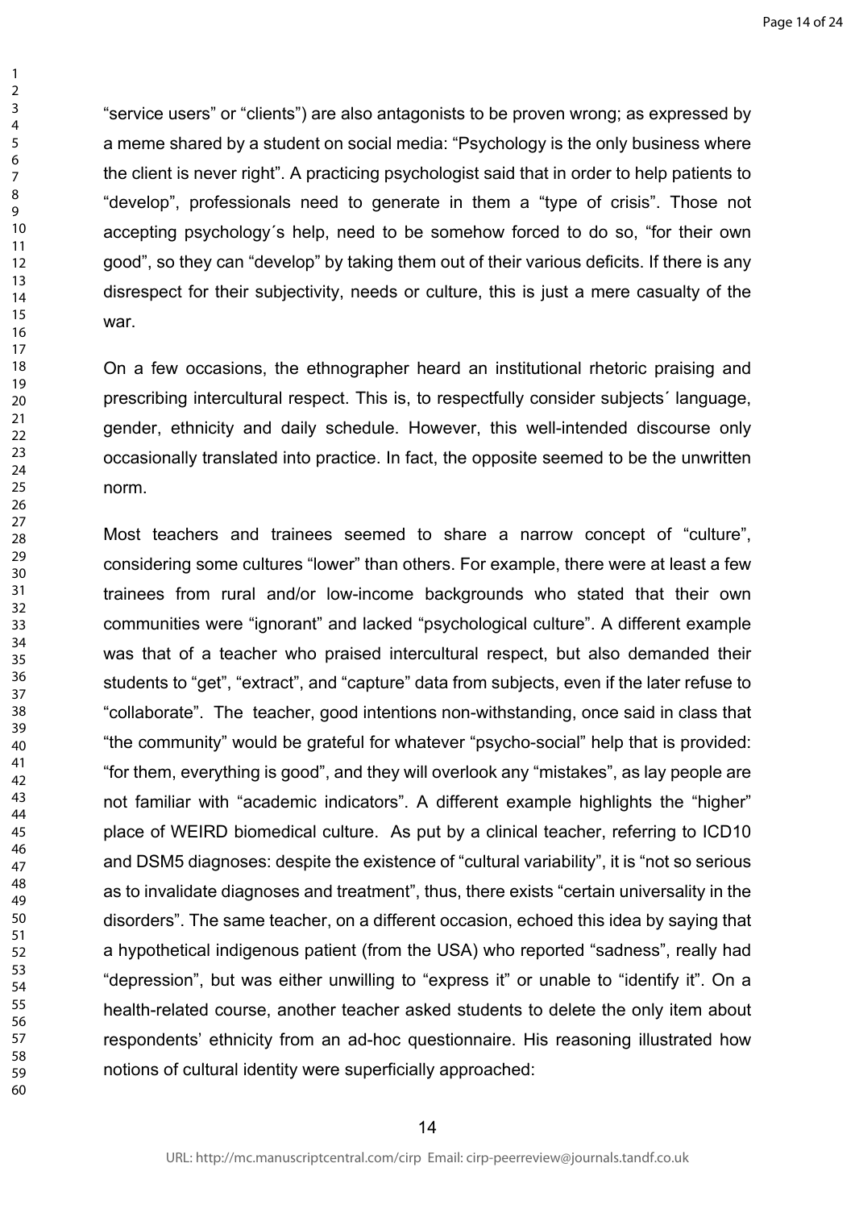“service users” or “clients”) are also antagonists to be proven wrong; as expressed by a meme shared by a student on social media: “Psychology is the only business where the client is never right”. A practicing psychologist said that in order to help patients to “develop”, professionals need to generate in them a “type of crisis”. Those not accepting psychology´s help, need to be somehow forced to do so, “for their own good”, so they can “develop” by taking them out of their various deficits. If there is any disrespect for their subjectivity, needs or culture, this is just a mere casualty of the war.

On a few occasions, the ethnographer heard an institutional rhetoric praising and prescribing intercultural respect. This is, to respectfully consider subjects´ language, gender, ethnicity and daily schedule. However, this well-intended discourse only occasionally translated into practice. In fact, the opposite seemed to be the unwritten norm.

Most teachers and trainees seemed to share a narrow concept of “culture”, considering some cultures “lower” than others. For example, there were at least a few trainees from rural and/or low-income backgrounds who stated that their own communities were “ignorant” and lacked “psychological culture”. A different example was that of a teacher who praised intercultural respect, but also demanded their students to “get”, “extract”, and “capture” data from subjects, even if the later refuse to “collaborate”. The teacher, good intentions non-withstanding, once said in class that “the community” would be grateful for whatever “psycho-social” help that is provided: “for them, everything is good”, and they will overlook any “mistakes”, as lay people are not familiar with “academic indicators”. A different example highlights the “higher” place of WEIRD biomedical culture. As put by a clinical teacher, referring to ICD10 and DSM5 diagnoses: despite the existence of “cultural variability”, it is “not so serious as to invalidate diagnoses and treatment”, thus, there exists “certain universality in the disorders”. The same teacher, on a different occasion, echoed this idea by saying that a hypothetical indigenous patient (from the USA) who reported “sadness”, really had “depression”, but was either unwilling to “express it” or unable to “identify it”. On a health-related course, another teacher asked students to delete the only item about respondents’ ethnicity from an ad-hoc questionnaire. His reasoning illustrated how notions of cultural identity were superficially approached: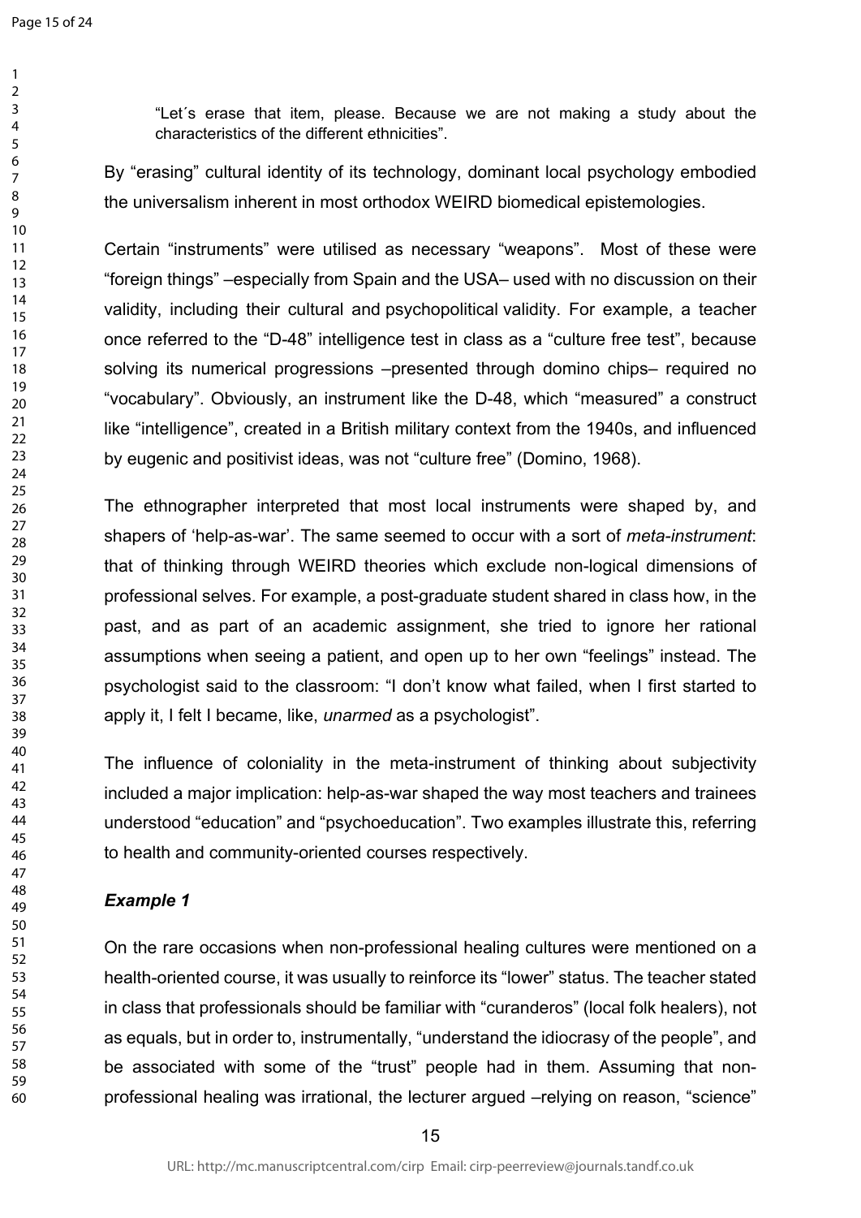> "Let´s erase that item, please. Because we are not making a study about the characteristics of the different ethnicities".

By "erasing" cultural identity of its technology, dominant local psychology embodied the universalism inherent in most orthodox WEIRD biomedical epistemologies.

Certain "instruments" were utilised as necessary "weapons". Most of these were "foreign things" –especially from Spain and the USA– used with no discussion on their validity, including their cultural and psychopolitical validity. For example, a teacher once referred to the "D-48" intelligence test in class as a "culture free test", because solving its numerical progressions –presented through domino chips– required no "vocabulary". Obviously, an instrument like the D-48, which "measured" a construct like "intelligence", created in a British military context from the 1940s, and influenced by eugenic and positivist ideas, was not "culture free" (Domino, 1968).

The ethnographer interpreted that most local instruments were shaped by, and shapers of 'help-as-war'. The same seemed to occur with a sort of *meta-instrument*: that of thinking through WEIRD theories which exclude non-logical dimensions of professional selves. For example, a post-graduate student shared in class how, in the past, and as part of an academic assignment, she tried to ignore her rational assumptions when seeing a patient, and open up to her own "feelings" instead. The psychologist said to the classroom: "I don't know what failed, when I first started to apply it, I felt I became, like, *unarmed* as a psychologist".

The influence of coloniality in the meta-instrument of thinking about subjectivity included a major implication: help-as-war shaped the way most teachers and trainees understood "education" and "psychoeducation". Two examples illustrate this, referring to health and community-oriented courses respectively.

### *Example 1*

On the rare occasions when non-professional healing cultures were mentioned on a health-oriented course, it was usually to reinforce its "lower" status. The teacher stated in class that professionals should be familiar with "curanderos" (local folk healers), not as equals, but in order to, instrumentally, "understand the idiocrasy of the people", and be associated with some of the "trust" people had in them. Assuming that non-professional healing was irrational, the lecturer argued –relying on reason, "science"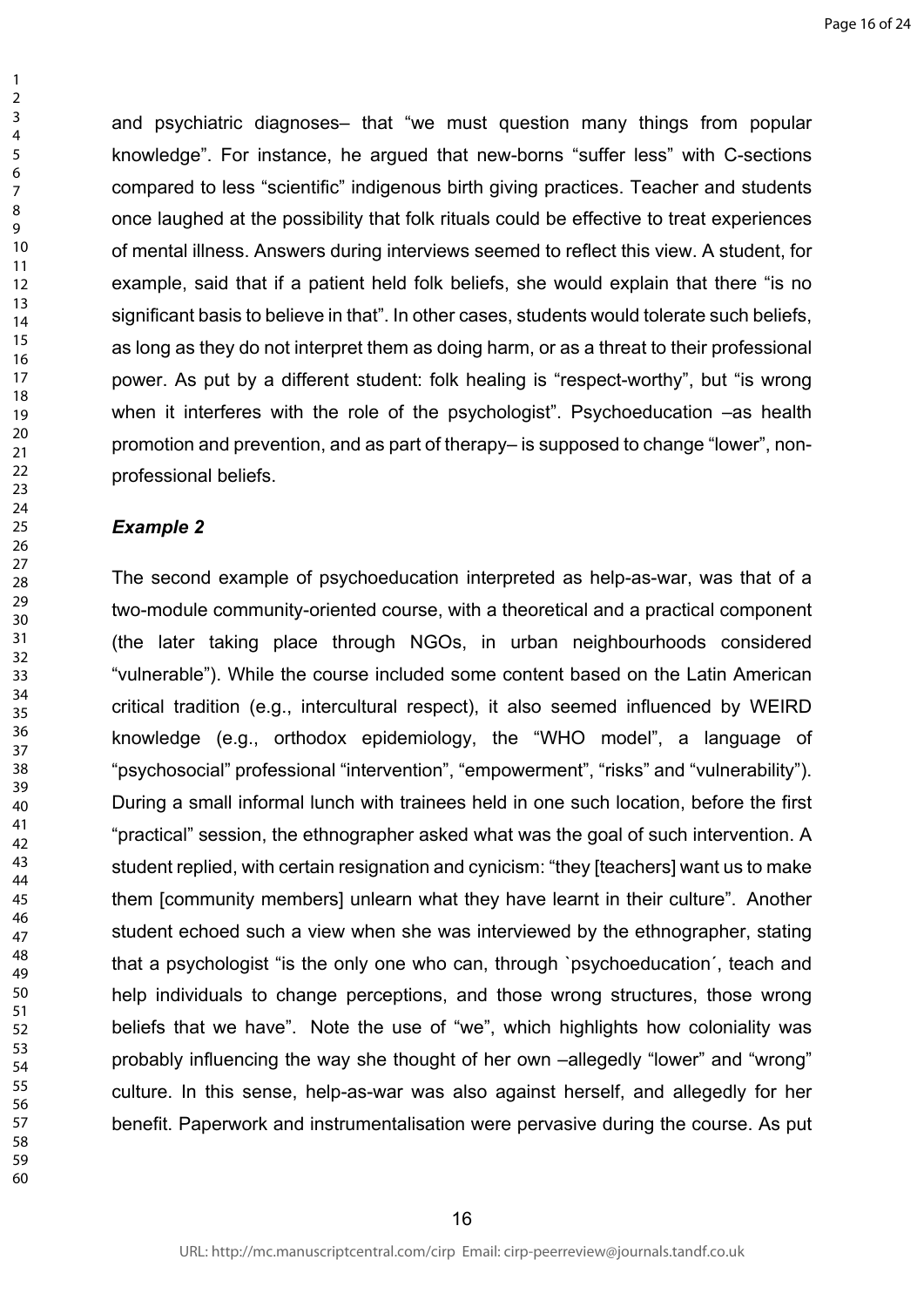and psychiatric diagnoses– that "we must question many things from popular knowledge". For instance, he argued that new-borns "suffer less" with C-sections compared to less "scientific" indigenous birth giving practices. Teacher and students once laughed at the possibility that folk rituals could be effective to treat experiences of mental illness. Answers during interviews seemed to reflect this view. A student, for example, said that if a patient held folk beliefs, she would explain that there "is no significant basis to believe in that". In other cases, students would tolerate such beliefs, as long as they do not interpret them as doing harm, or as a threat to their professional power. As put by a different student: folk healing is "respect-worthy", but "is wrong when it interferes with the role of the psychologist". Psychoeducation –as health promotion and prevention, and as part of therapy– is supposed to change "lower", non-professional beliefs.

***Example 2***

The second example of psychoeducation interpreted as help-as-war, was that of a two-module community-oriented course, with a theoretical and a practical component (the later taking place through NGOs, in urban neighbourhoods considered "vulnerable"). While the course included some content based on the Latin American critical tradition (e.g., intercultural respect), it also seemed influenced by WEIRD knowledge (e.g., orthodox epidemiology, the "WHO model", a language of "psychosocial" professional "intervention", "empowerment", "risks" and "vulnerability"). During a small informal lunch with trainees held in one such location, before the first "practical" session, the ethnographer asked what was the goal of such intervention. A student replied, with certain resignation and cynicism: "they [teachers] want us to make them [community members] unlearn what they have learnt in their culture". Another student echoed such a view when she was interviewed by the ethnographer, stating that a psychologist "is the only one who can, through `psychoeducation´, teach and help individuals to change perceptions, and those wrong structures, those wrong beliefs that we have". Note the use of "we", which highlights how coloniality was probably influencing the way she thought of her own –allegedly "lower" and "wrong" culture. In this sense, help-as-war was also against herself, and allegedly for her benefit. Paperwork and instrumentalisation were pervasive during the course. As put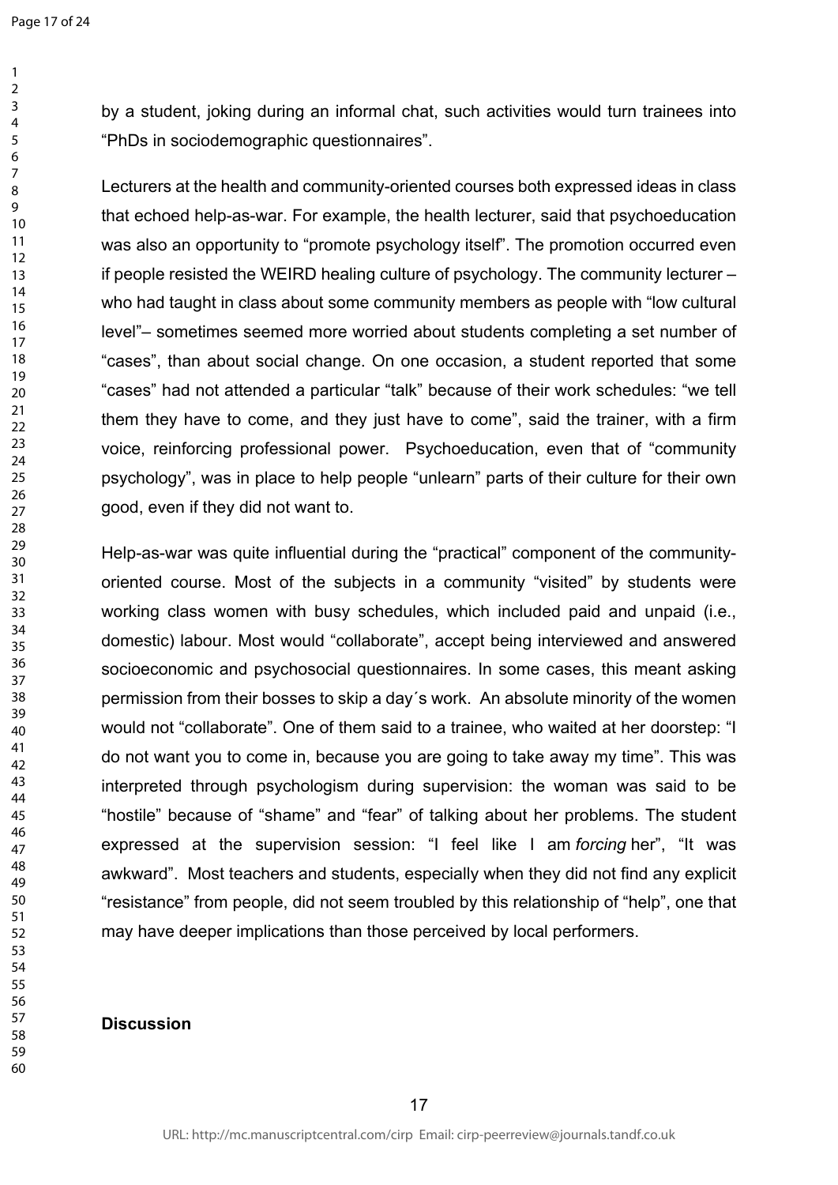by a student, joking during an informal chat, such activities would turn trainees into "PhDs in sociodemographic questionnaires".

Lecturers at the health and community-oriented courses both expressed ideas in class that echoed help-as-war. For example, the health lecturer, said that psychoeducation was also an opportunity to "promote psychology itself". The promotion occurred even if people resisted the WEIRD healing culture of psychology. The community lecturer – who had taught in class about some community members as people with "low cultural level"– sometimes seemed more worried about students completing a set number of "cases", than about social change. On one occasion, a student reported that some "cases" had not attended a particular "talk" because of their work schedules: "we tell them they have to come, and they just have to come", said the trainer, with a firm voice, reinforcing professional power. Psychoeducation, even that of "community psychology", was in place to help people "unlearn" parts of their culture for their own good, even if they did not want to.

Help-as-war was quite influential during the "practical" component of the community-oriented course. Most of the subjects in a community "visited" by students were working class women with busy schedules, which included paid and unpaid (i.e., domestic) labour. Most would "collaborate", accept being interviewed and answered socioeconomic and psychosocial questionnaires. In some cases, this meant asking permission from their bosses to skip a day´s work. An absolute minority of the women would not "collaborate". One of them said to a trainee, who waited at her doorstep: "I do not want you to come in, because you are going to take away my time". This was interpreted through psychologism during supervision: the woman was said to be "hostile" because of "shame" and "fear" of talking about her problems. The student expressed at the supervision session: "I feel like I am *forcing* her", "It was awkward". Most teachers and students, especially when they did not find any explicit "resistance" from people, did not seem troubled by this relationship of "help", one that may have deeper implications than those perceived by local performers.

## Discussion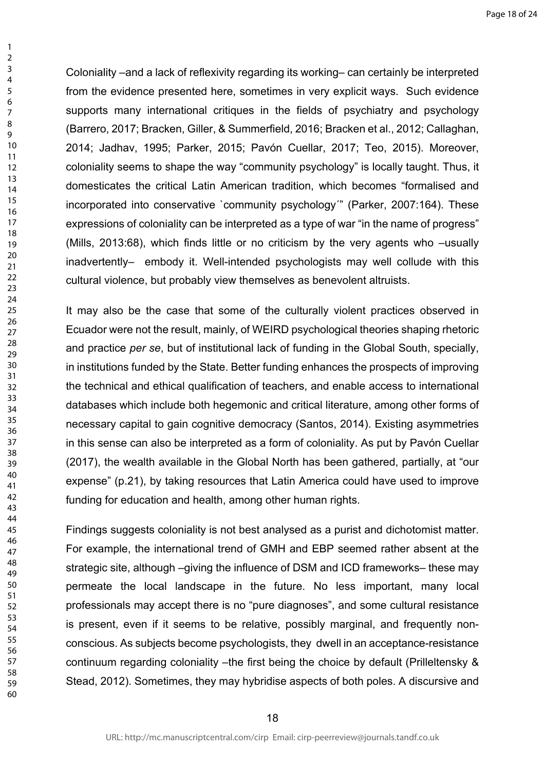Coloniality –and a lack of reflexivity regarding its working– can certainly be interpreted from the evidence presented here, sometimes in very explicit ways. Such evidence supports many international critiques in the fields of psychiatry and psychology (Barrero, 2017; Bracken, Giller, & Summerfield, 2016; Bracken et al., 2012; Callaghan, 2014; Jadhav, 1995; Parker, 2015; Pavón Cuellar, 2017; Teo, 2015). Moreover, coloniality seems to shape the way "community psychology" is locally taught. Thus, it domesticates the critical Latin American tradition, which becomes "formalised and incorporated into conservative `community psychology´" (Parker, 2007:164). These expressions of coloniality can be interpreted as a type of war "in the name of progress" (Mills, 2013:68), which finds little or no criticism by the very agents who –usually inadvertently– embody it. Well-intended psychologists may well collude with this cultural violence, but probably view themselves as benevolent altruists.

It may also be the case that some of the culturally violent practices observed in Ecuador were not the result, mainly, of WEIRD psychological theories shaping rhetoric and practice *per se*, but of institutional lack of funding in the Global South, specially, in institutions funded by the State. Better funding enhances the prospects of improving the technical and ethical qualification of teachers, and enable access to international databases which include both hegemonic and critical literature, among other forms of necessary capital to gain cognitive democracy (Santos, 2014). Existing asymmetries in this sense can also be interpreted as a form of coloniality. As put by Pavón Cuellar (2017), the wealth available in the Global North has been gathered, partially, at "our expense" (p.21), by taking resources that Latin America could have used to improve funding for education and health, among other human rights.

Findings suggests coloniality is not best analysed as a purist and dichotomist matter. For example, the international trend of GMH and EBP seemed rather absent at the strategic site, although –giving the influence of DSM and ICD frameworks– these may permeate the local landscape in the future. No less important, many local professionals may accept there is no "pure diagnoses", and some cultural resistance is present, even if it seems to be relative, possibly marginal, and frequently non-conscious. As subjects become psychologists, they dwell in an acceptance-resistance continuum regarding coloniality –the first being the choice by default (Prilleltensky & Stead, 2012). Sometimes, they may hybridise aspects of both poles. A discursive and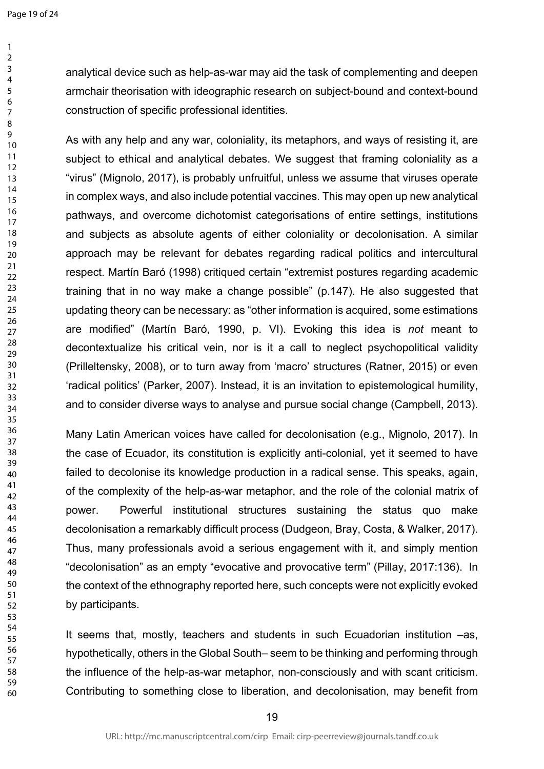analytical device such as help-as-war may aid the task of complementing and deepen armchair theorisation with ideographic research on subject-bound and context-bound construction of specific professional identities.

As with any help and any war, coloniality, its metaphors, and ways of resisting it, are subject to ethical and analytical debates. We suggest that framing coloniality as a "virus" (Mignolo, 2017), is probably unfruitful, unless we assume that viruses operate in complex ways, and also include potential vaccines. This may open up new analytical pathways, and overcome dichotomist categorisations of entire settings, institutions and subjects as absolute agents of either coloniality or decolonisation. A similar approach may be relevant for debates regarding radical politics and intercultural respect. Martín Baró (1998) critiqued certain "extremist postures regarding academic training that in no way make a change possible" (p.147). He also suggested that updating theory can be necessary: as "other information is acquired, some estimations are modified" (Martín Baró, 1990, p. VI). Evoking this idea is *not* meant to decontextualize his critical vein, nor is it a call to neglect psychopolitical validity (Prilleltensky, 2008), or to turn away from 'macro' structures (Ratner, 2015) or even 'radical politics' (Parker, 2007). Instead, it is an invitation to epistemological humility, and to consider diverse ways to analyse and pursue social change (Campbell, 2013).

Many Latin American voices have called for decolonisation (e.g., Mignolo, 2017). In the case of Ecuador, its constitution is explicitly anti-colonial, yet it seemed to have failed to decolonise its knowledge production in a radical sense. This speaks, again, of the complexity of the help-as-war metaphor, and the role of the colonial matrix of power. Powerful institutional structures sustaining the status quo make decolonisation a remarkably difficult process (Dudgeon, Bray, Costa, & Walker, 2017). Thus, many professionals avoid a serious engagement with it, and simply mention "decolonisation" as an empty "evocative and provocative term" (Pillay, 2017:136). In the context of the ethnography reported here, such concepts were not explicitly evoked by participants.

It seems that, mostly, teachers and students in such Ecuadorian institution –as, hypothetically, others in the Global South– seem to be thinking and performing through the influence of the help-as-war metaphor, non-consciously and with scant criticism. Contributing to something close to liberation, and decolonisation, may benefit from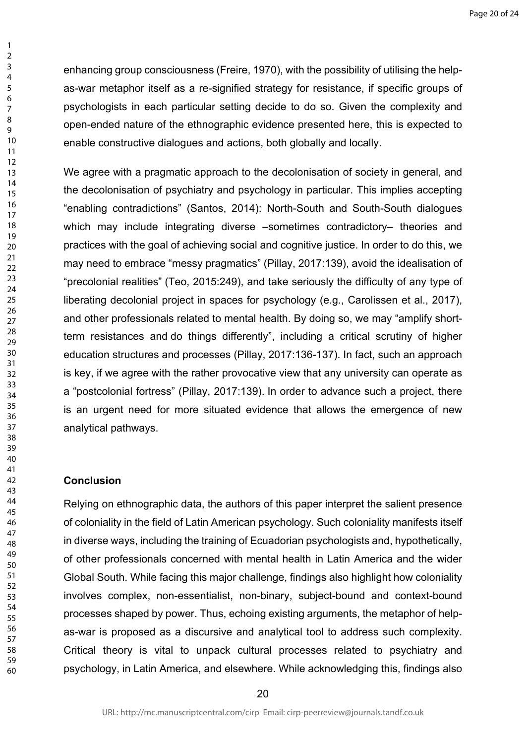enhancing group consciousness (Freire, 1970), with the possibility of utilising the help-as-war metaphor itself as a re-signified strategy for resistance, if specific groups of psychologists in each particular setting decide to do so. Given the complexity and open-ended nature of the ethnographic evidence presented here, this is expected to enable constructive dialogues and actions, both globally and locally.

We agree with a pragmatic approach to the decolonisation of society in general, and the decolonisation of psychiatry and psychology in particular. This implies accepting "enabling contradictions" (Santos, 2014): North-South and South-South dialogues which may include integrating diverse –sometimes contradictory– theories and practices with the goal of achieving social and cognitive justice. In order to do this, we may need to embrace "messy pragmatics" (Pillay, 2017:139), avoid the idealisation of "precolonial realities" (Teo, 2015:249), and take seriously the difficulty of any type of liberating decolonial project in spaces for psychology (e.g., Carolissen et al., 2017), and other professionals related to mental health. By doing so, we may "amplify short-term resistances and do things differently", including a critical scrutiny of higher education structures and processes (Pillay, 2017:136-137). In fact, such an approach is key, if we agree with the rather provocative view that any university can operate as a "postcolonial fortress" (Pillay, 2017:139). In order to advance such a project, there is an urgent need for more situated evidence that allows the emergence of new analytical pathways.

## Conclusion

Relying on ethnographic data, the authors of this paper interpret the salient presence of coloniality in the field of Latin American psychology. Such coloniality manifests itself in diverse ways, including the training of Ecuadorian psychologists and, hypothetically, of other professionals concerned with mental health in Latin America and the wider Global South. While facing this major challenge, findings also highlight how coloniality involves complex, non-essentialist, non-binary, subject-bound and context-bound processes shaped by power. Thus, echoing existing arguments, the metaphor of help-as-war is proposed as a discursive and analytical tool to address such complexity. Critical theory is vital to unpack cultural processes related to psychiatry and psychology, in Latin America, and elsewhere. While acknowledging this, findings also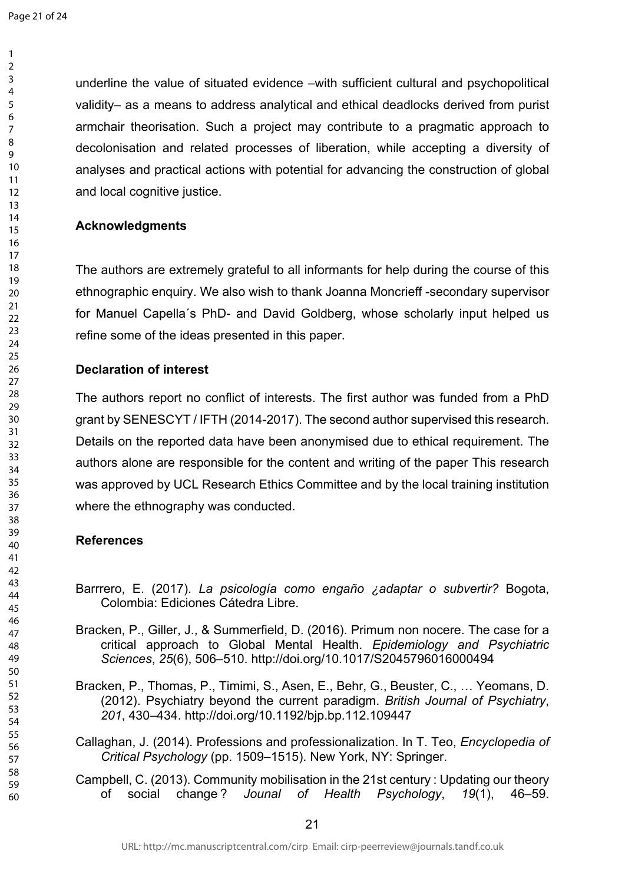underline the value of situated evidence –with sufficient cultural and psychopolitical validity– as a means to address analytical and ethical deadlocks derived from purist armchair theorisation. Such a project may contribute to a pragmatic approach to decolonisation and related processes of liberation, while accepting a diversity of analyses and practical actions with potential for advancing the construction of global and local cognitive justice.

## Acknowledgments

The authors are extremely grateful to all informants for help during the course of this ethnographic enquiry. We also wish to thank Joanna Moncrieff -secondary supervisor for Manuel Capella´s PhD- and David Goldberg, whose scholarly input helped us refine some of the ideas presented in this paper.

## Declaration of interest

The authors report no conflict of interests. The first author was funded from a PhD grant by SENESCYT / IFTH (2014-2017). The second author supervised this research. Details on the reported data have been anonymised due to ethical requirement. The authors alone are responsible for the content and writing of the paper This research was approved by UCL Research Ethics Committee and by the local training institution where the ethnography was conducted.

## References

Barrrero, E. (2017). *La psicología como engaño ¿adaptar o subvertir?* Bogota, Colombia: Ediciones Cátedra Libre.

Bracken, P., Giller, J., & Summerfield, D. (2016). Primum non nocere. The case for a critical approach to Global Mental Health. *Epidemiology and Psychiatric Sciences*, *25*(6), 506–510. http://doi.org/10.1017/S2045796016000494

Bracken, P., Thomas, P., Timimi, S., Asen, E., Behr, G., Beuster, C., … Yeomans, D. (2012). Psychiatry beyond the current paradigm. *British Journal of Psychiatry*, *201*, 430–434. http://doi.org/10.1192/bjp.bp.112.109447

Callaghan, J. (2014). Professions and professionalization. In T. Teo, *Encyclopedia of Critical Psychology* (pp. 1509–1515). New York, NY: Springer.

Campbell, C. (2013). Community mobilisation in the 21st century : Updating our theory of social change ? *Jounal of Health Psychology*, *19*(1), 46–59.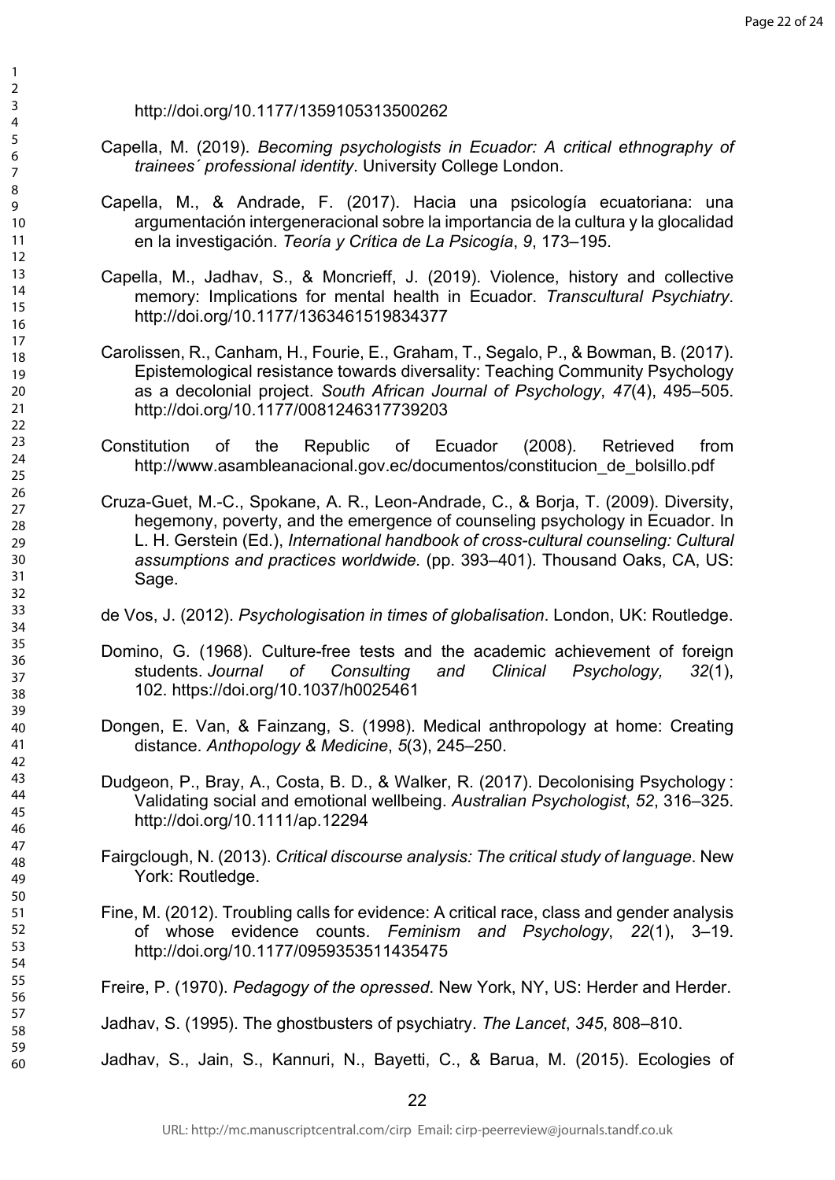http://doi.org/10.1177/1359105313500262

Capella, M. (2019). *Becoming psychologists in Ecuador: A critical ethnography of trainees´ professional identity*. University College London.

Capella, M., & Andrade, F. (2017). Hacia una psicología ecuatoriana: una argumentación intergeneracional sobre la importancia de la cultura y la glocalidad en la investigación. *Teoría y Crítica de La Psicogía*, *9*, 173–195.

Capella, M., Jadhav, S., & Moncrieff, J. (2019). Violence, history and collective memory: Implications for mental health in Ecuador. *Transcultural Psychiatry*. http://doi.org/10.1177/1363461519834377

Carolissen, R., Canham, H., Fourie, E., Graham, T., Segalo, P., & Bowman, B. (2017). Epistemological resistance towards diversality: Teaching Community Psychology as a decolonial project. *South African Journal of Psychology*, *47*(4), 495–505. http://doi.org/10.1177/0081246317739203

Constitution of the Republic of Ecuador (2008). Retrieved from http://www.asambleanacional.gov.ec/documentos/constitucion_de_bolsillo.pdf

Cruza-Guet, M.-C., Spokane, A. R., Leon-Andrade, C., & Borja, T. (2009). Diversity, hegemony, poverty, and the emergence of counseling psychology in Ecuador. In L. H. Gerstein (Ed.), *International handbook of cross-cultural counseling: Cultural assumptions and practices worldwide.* (pp. 393–401). Thousand Oaks, CA, US: Sage.

de Vos, J. (2012). *Psychologisation in times of globalisation*. London, UK: Routledge.

Domino, G. (1968). Culture-free tests and the academic achievement of foreign students. *Journal of Consulting and Clinical Psychology, 32*(1), 102. https://doi.org/10.1037/h0025461

Dongen, E. Van, & Fainzang, S. (1998). Medical anthropology at home: Creating distance. *Anthopology & Medicine*, *5*(3), 245–250.

Dudgeon, P., Bray, A., Costa, B. D., & Walker, R. (2017). Decolonising Psychology : Validating social and emotional wellbeing. *Australian Psychologist*, *52*, 316–325. http://doi.org/10.1111/ap.12294

Fairgclough, N. (2013). *Critical discourse analysis: The critical study of language*. New York: Routledge.

Fine, M. (2012). Troubling calls for evidence: A critical race, class and gender analysis of whose evidence counts. *Feminism and Psychology*, *22*(1), 3–19. http://doi.org/10.1177/0959353511435475

Freire, P. (1970). *Pedagogy of the opressed*. New York, NY, US: Herder and Herder.

Jadhav, S. (1995). The ghostbusters of psychiatry. *The Lancet*, *345*, 808–810.

Jadhav, S., Jain, S., Kannuri, N., Bayetti, C., & Barua, M. (2015). Ecologies of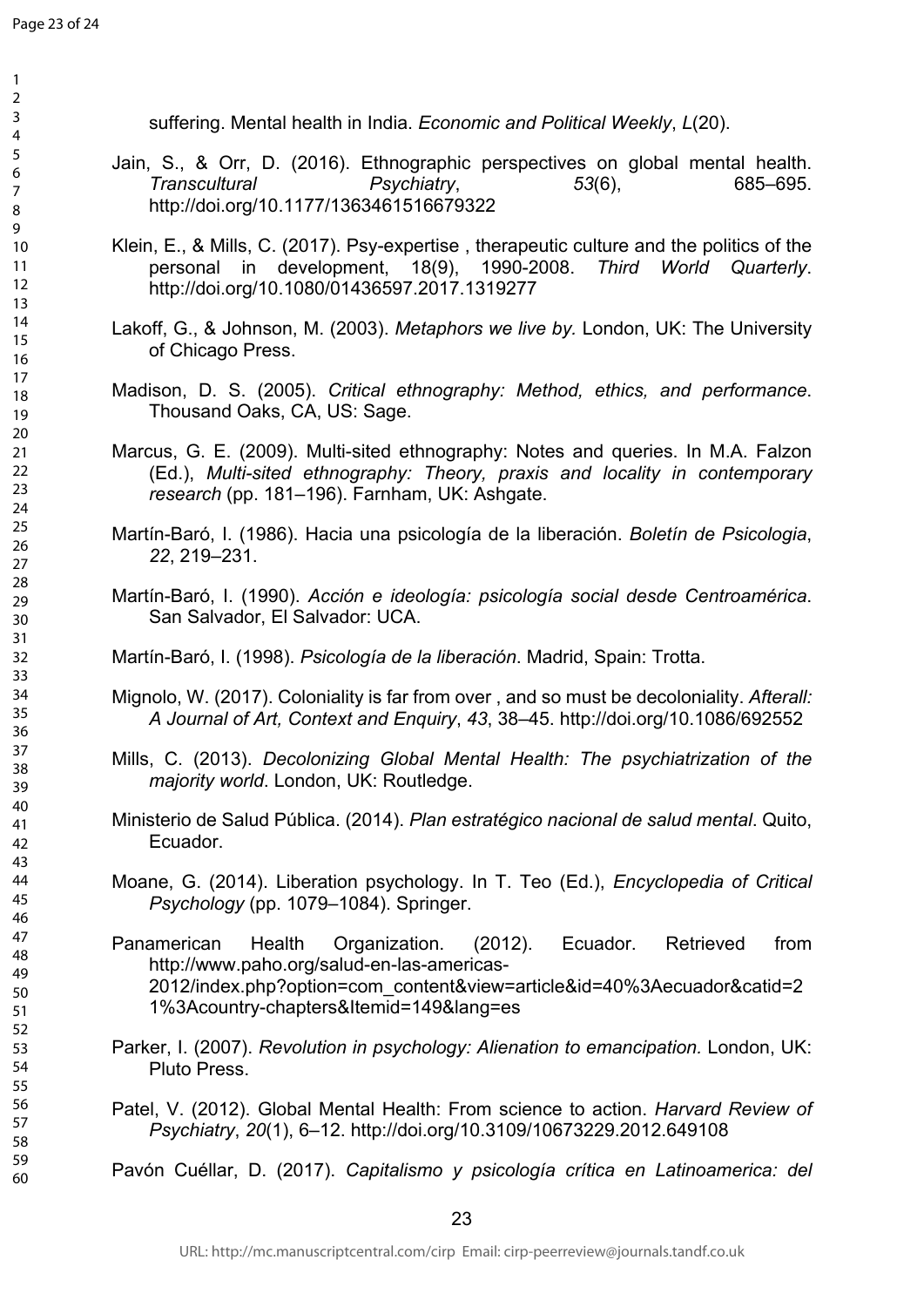suffering. Mental health in India. *Economic and Political Weekly*, *L*(20).

Jain, S., & Orr, D. (2016). Ethnographic perspectives on global mental health. *Transcultural Psychiatry*, *53*(6), 685–695. http://doi.org/10.1177/1363461516679322

Klein, E., & Mills, C. (2017). Psy-expertise , therapeutic culture and the politics of the personal in development, 18(9), 1990-2008. *Third World Quarterly*. http://doi.org/10.1080/01436597.2017.1319277

Lakoff, G., & Johnson, M. (2003). *Metaphors we live by.* London, UK: The University of Chicago Press.

Madison, D. S. (2005). *Critical ethnography: Method, ethics, and performance*. Thousand Oaks, CA, US: Sage.

Marcus, G. E. (2009). Multi-sited ethnography: Notes and queries. In M.A. Falzon (Ed.), *Multi-sited ethnography: Theory, praxis and locality in contemporary research* (pp. 181–196). Farnham, UK: Ashgate.

Martín-Baró, I. (1986). Hacia una psicología de la liberación. *Boletín de Psicologia*, *22*, 219–231.

Martín-Baró, I. (1990). *Acción e ideología: psicología social desde Centroamérica*. San Salvador, El Salvador: UCA.

Martín-Baró, I. (1998). *Psicología de la liberación*. Madrid, Spain: Trotta.

Mignolo, W. (2017). Coloniality is far from over , and so must be decoloniality. *Afterall: A Journal of Art, Context and Enquiry*, *43*, 38–45. http://doi.org/10.1086/692552

Mills, C. (2013). *Decolonizing Global Mental Health: The psychiatrization of the majority world*. London, UK: Routledge.

Ministerio de Salud Pública. (2014). *Plan estratégico nacional de salud mental*. Quito, Ecuador.

Moane, G. (2014). Liberation psychology. In T. Teo (Ed.), *Encyclopedia of Critical Psychology* (pp. 1079–1084). Springer.

Panamerican Health Organization. (2012). Ecuador. Retrieved from http://www.paho.org/salud-en-las-americas-2012/index.php?option=com_content&view=article&id=40%3Aecuador&catid=21%3Acountry-chapters&Itemid=149&lang=es

Parker, I. (2007). *Revolution in psychology: Alienation to emancipation.* London, UK: Pluto Press.

Patel, V. (2012). Global Mental Health: From science to action. *Harvard Review of Psychiatry*, *20*(1), 6–12. http://doi.org/10.3109/10673229.2012.649108

Pavón Cuéllar, D. (2017). *Capitalismo y psicología crítica en Latinoamerica: del*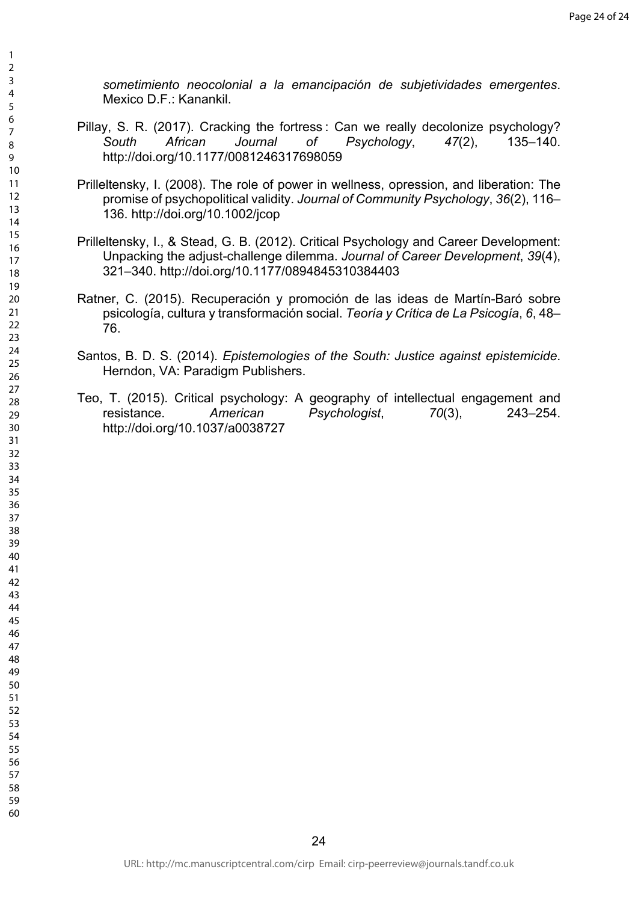*sometimiento neocolonial a la emancipación de subjetividades emergentes*. Mexico D.F.: Kanankil.

Pillay, S. R. (2017). Cracking the fortress : Can we really decolonize psychology? *South African Journal of Psychology*, *47*(2), 135–140. http://doi.org/10.1177/0081246317698059

Prilleltensky, I. (2008). The role of power in wellness, opression, and liberation: The promise of psychopolitical validity. *Journal of Community Psychology*, *36*(2), 116–136. http://doi.org/10.1002/jcop

Prilleltensky, I., & Stead, G. B. (2012). Critical Psychology and Career Development: Unpacking the adjust-challenge dilemma. *Journal of Career Development*, *39*(4), 321–340. http://doi.org/10.1177/0894845310384403

Ratner, C. (2015). Recuperación y promoción de las ideas de Martín-Baró sobre psicología, cultura y transformación social. *Teoría y Crítica de La Psicogía*, *6*, 48–76.

Santos, B. D. S. (2014). *Epistemologies of the South: Justice against epistemicide*. Herndon, VA: Paradigm Publishers.

Teo, T. (2015). Critical psychology: A geography of intellectual engagement and resistance. *American Psychologist*, *70*(3), 243–254. http://doi.org/10.1037/a0038727